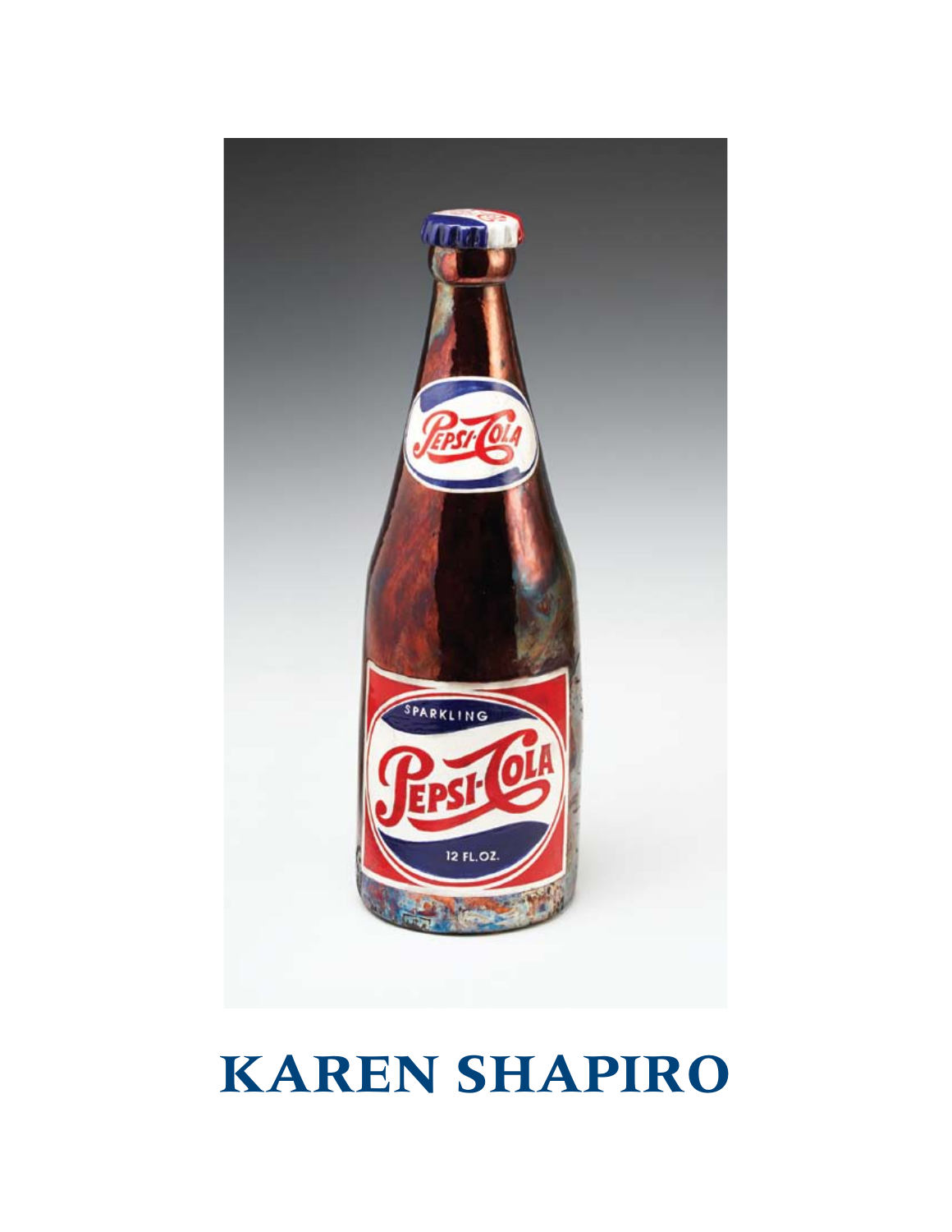# KAREN SHAPIRO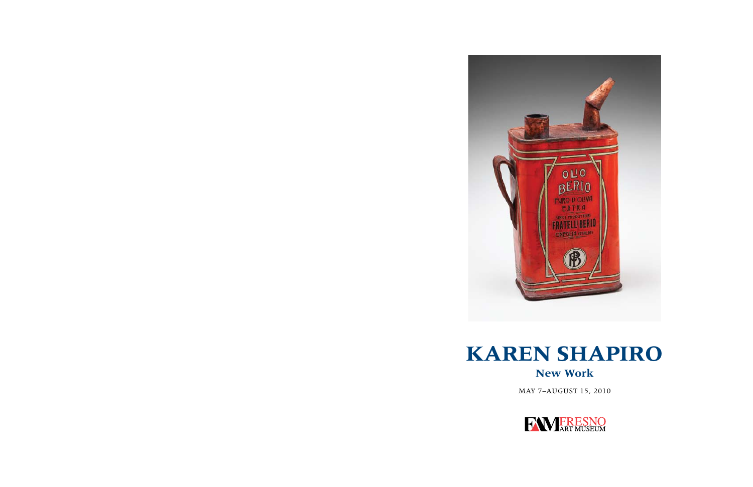# KAREN SHAPIRO

## New Work

MAY 7–AUGUST 15, 2010

FAM FRESNO ART MUSEUM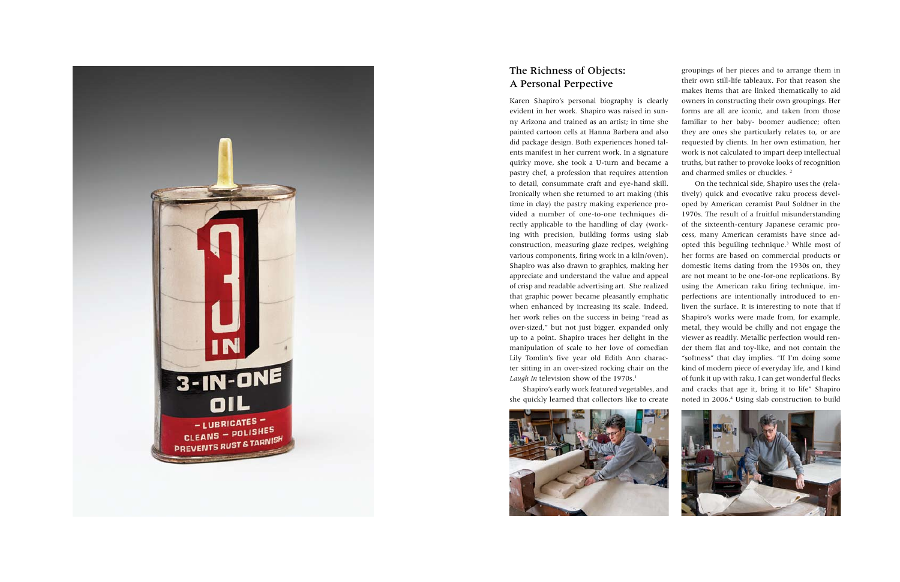## The Richness of Objects: A Personal Perpective

Karen Shapiro's personal biography is clearly evident in her work. Shapiro was raised in sunny Arizona and trained as an artist; in time she painted cartoon cells at Hanna Barbera and also did package design. Both experiences honed talents manifest in her current work. In a signature quirky move, she took a U-turn and became a pastry chef, a profession that requires attention to detail, consummate craft and eye-hand skill. Ironically when she returned to art making (this time in clay) the pastry making experience provided a number of one-to-one techniques directly applicable to the handling of clay (working with precision, building forms using slab construction, measuring glaze recipes, weighing various components, firing work in a kiln/oven). Shapiro was also drawn to graphics, making her appreciate and understand the value and appeal of crisp and readable advertising art. She realized that graphic power became pleasantly emphatic when enhanced by increasing its scale. Indeed, her work relies on the success in being "read as over-sized," but not just bigger, expanded only up to a point. Shapiro traces her delight in the manipulation of scale to her love of comedian Lily Tomlin's five year old Edith Ann character sitting in an over-sized rocking chair on the *Laugh In* television show of the 1970s.[1]

Shapiro's early work featured vegetables, and she quickly learned that collectors like to create groupings of her pieces and to arrange them in their own still-life tableaux. For that reason she makes items that are linked thematically to aid owners in constructing their own groupings. Her forms are all are iconic, and taken from those familiar to her baby- boomer audience; often they are ones she particularly relates to, or are requested by clients. In her own estimation, her work is not calculated to impart deep intellectual truths, but rather to provoke looks of recognition and charmed smiles or chuckles.[2]

On the technical side, Shapiro uses the (relatively) quick and evocative raku process developed by American ceramist Paul Soldner in the 1970s. The result of a fruitful misunderstanding of the sixteenth-century Japanese ceramic process, many American ceramists have since adopted this beguiling technique.[3] While most of her forms are based on commercial products or domestic items dating from the 1930s on, they are not meant to be one-for-one replications. By using the American raku firing technique, imperfections are intentionally introduced to enliven the surface. It is interesting to note that if Shapiro's works were made from, for example, metal, they would be chilly and not engage the viewer as readily. Metallic perfection would render them flat and toy-like, and not contain the "softness" that clay implies. "If I'm doing some kind of modern piece of everyday life, and I kind of funk it up with raku, I can get wonderful flecks and cracks that age it, bring it to life" Shapiro noted in 2006.[4] Using slab construction to build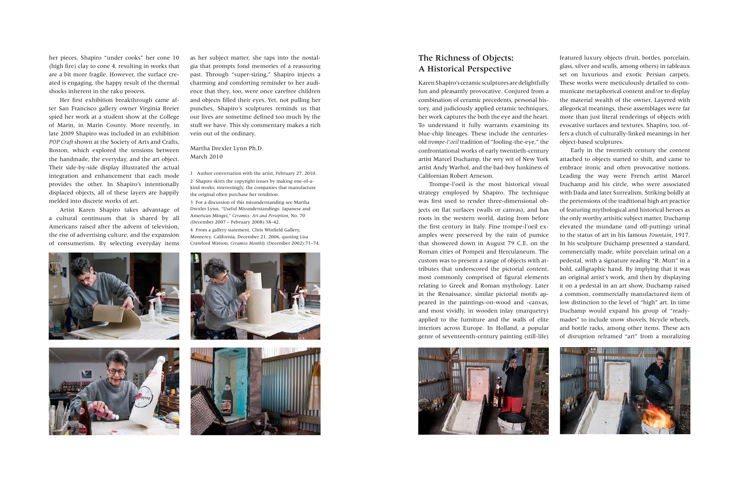her pieces, Shapiro "under cooks" her cone 10 (high fire) clay to cone 4, resulting in works that are a bit more fragile. However, the surface created is engaging, the happy result of the thermal shocks inherent in the raku process.

Her first exhibition breakthrough came after San Francisco gallery owner Virginia Breier spied her work at a student show at the College of Marin, in Marin County. More recently, in late 2009 Shapiro was included in an exhibition *POP Craft* shown at the Society of Arts and Crafts, Boston, which explored the tensions between the handmade, the everyday, and the art object. Their side-by-side display illustrated the actual integration and enhancement that each mode provides the other. In Shapiro's intentionally displaced objects, all of these layers are happily melded into discrete works of art.

Artist Karen Shapiro takes advantage of a cultural continuum that is shared by all Americans raised after the advent of television, the rise of advertising culture, and the expansion of consumerism. By selecting everyday items as her subject matter, she taps into the nostalgia that prompts fond memories of a reassuring past. Through "super-sizing," Shapiro injects a charming and comforting reminder to her audience that they, too, were once carefree children and objects filled their eyes. Yet, not pulling her punches, Shapiro's sculptures reminds us that our lives are sometime defined too much by the stuff we have. This sly commentary makes a rich vein out of the ordinary.

Martha Drexler Lynn Ph.D.
March 2010

1 Author conversation with the artist, February 27, 2010.

2 Shapiro skirts the copyright issues by making one-of-a-kind works; interestingly, the companies that manufacture the original often purchase her rendition.

3 For a discussion of this misunderstanding see Martha Drexler Lynn, "Useful Misunderstandings: Japanese and American Mingei," *Ceramics: Art and Perception*, No. 70 (December 2007 – February 2008):38–42.

4 From a gallery statement, Chris Winfield Gallery, Monterey, California, December 21, 2006, quoting Lisa Crawford Watson, *Ceramics Monthly* (December 2002):71–74.

## The Richness of Objects: A Historical Perspective

Karen Shapiro's ceramic sculptures are delightfully fun and pleasantly provocative. Conjured from a combination of ceramic precedents, personal history, and judiciously applied ceramic techniques, her work captures the both the eye and the heart. To understand it fully warrants examining its blue-chip lineages. These include the centuries-old *trompe-l'oeil* tradition of "fooling-the-eye," the confrontational works of early twentieth-century artist Marcel Duchamp, the wry wit of New York artist Andy Warhol, and the bad-boy funkiness of Californian Robert Arneson.

Trompe-l'oeil is the most historical visual strategy employed by Shapiro. The technique was first used to render three-dimensional objects on flat surfaces (walls or canvas), and has roots in the western world, dating from before the first century in Italy. Fine trompe-l'oeil examples were preserved by the rain of pumice that showered down in August 79 C.E. on the Roman cities of Pompeii and Herculaneum. The custom was to present a range of objects with attributes that underscored the pictorial content, most commonly comprised of figural elements relating to Greek and Roman mythology. Later in the Renaissance, similar pictorial motifs appeared in the paintings-on-wood and -canvas, and most vividly, in wooden inlay (marquetry) applied to the furniture and the walls of elite interiors across Europe. In Holland, a popular genre of seventeenth-century painting (still-life) featured luxury objects (fruit, bottles, porcelain, glass, silver and sculls, among others) in tableaux set on luxurious and exotic Persian carpets. These works were meticulously detailed to communicate metaphorical content and/or to display the material wealth of the owner. Layered with allegorical meanings, these assemblages were far more than just literal renderings of objects with evocative surfaces and textures. Shapiro, too, offers a clutch of culturally-linked meanings in her object-based sculptures.

Early in the twentieth century the content attached to objects started to shift, and came to embrace ironic and often provocative notions. Leading the way were French artist Marcel Duchamp and his circle, who were associated with Dada and later Surrealism. Striking boldly at the pretensions of the traditional high art practice of featuring mythological and historical heroes as the only worthy artisitic subject matter, Duchamp elevated the mundane (and off-putting) urinal to the status of art in his famous *Fountain*, 1917. In his sculpture Duchamp presented a standard, commercially made, white porcelain urinal on a pedestal, with a signature reading "R. Mutt" in a bold, calligraphic hand. By implying that it was an original artist's work, and then by displaying it on a pedestal in an art show, Duchamp raised a common, commercially manufactured item of low distinction to the level of "high" art. In time Duchamp would expand his group of "ready-mades" to include snow shovels, bicycle wheels, and bottle racks, among other items. These acts of disruption reframed "art" from a moralizing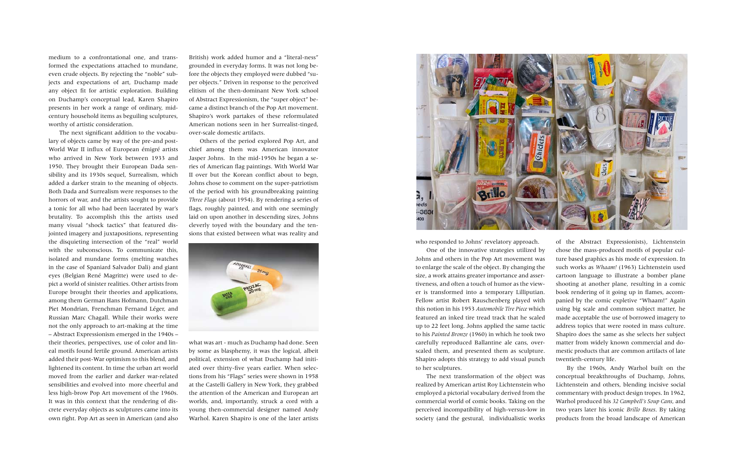medium to a confrontational one, and transformed the expectations attached to mundane, even crude objects. By rejecting the "noble" subjects and expectations of art, Duchamp made any object fit for artistic exploration. Building on Duchamp's conceptual lead, Karen Shapiro presents in her work a range of ordinary, mid-century household items as beguiling sculptures, worthy of artistic consideration.

The next significant addition to the vocabulary of objects came by way of the pre-and post-World War II influx of European émigré artists who arrived in New York between 1933 and 1950. They brought their European Dada sensibility and its 1930s sequel, Surrealism, which added a darker strain to the meaning of objects. Both Dada and Surrealism were responses to the horrors of war, and the artists sought to provide a tonic for all who had been lacerated by war's brutality. To accomplish this the artists used many visual "shock tactics" that featured disjointed imagery and juxtapositions, representing the disquieting intersection of the "real" world with the subconscious. To communicate this, isolated and mundane forms (melting watches in the case of Spaniard Salvador Dali) and giant eyes (Belgian René Magritte) were used to depict a world of sinister realities. Other artists from Europe brought their theories and applications, among them German Hans Hofmann, Dutchman Piet Mondrian, Frenchman Fernand Léger, and Russian Marc Chagall. While their works were not the only approach to art-making at the time – Abstract Expressionism emerged in the 1940s – their theories, perspectives, use of color and lineal motifs found fertile ground. American artists added their post-War optimism to this blend, and lightened its content. In time the urban art world moved from the earlier and darker war-related sensibilities and evolved into more cheerful and less high-brow Pop Art movement of the 1960s. It was in this context that the rendering of discrete everyday objects as sculptures came into its own right. Pop Art as seen in American (and also British) work added humor and a "literal-ness" grounded in everyday forms. It was not long before the objects they employed were dubbed "super objects." Driven in response to the perceived elitism of the then-dominant New York school of Abstract Expressionism, the "super object" became a distinct branch of the Pop Art movement. Shapiro's work partakes of these reformulated American notions seen in her Surrealist-tinged, over-scale domestic artifacts.

Others of the period explored Pop Art, and chief among them was American innovator Jasper Johns. In the mid-1950s he began a series of American flag paintings. With World War II over but the Korean conflict about to begn, Johns chose to comment on the super-patriotism of the period with his groundbreaking painting *Three Flags* (about 1954). By rendering a series of flags, roughly painted, and with one seemingly laid on upon another in descending sizes, Johns cleverly toyed with the boundary and the tensions that existed between what was reality and what was art - much as Duchamp had done. Seen by some as blasphemy, it was the logical, albeit political, extension of what Duchamp had initiated over thirty-five years earlier. When selections from his "Flags" series were shown in 1958 at the Castelli Gallery in New York, they grabbed the attention of the American and European art worlds, and, importantly, struck a cord with a young then-commercial designer named Andy Warhol. Karen Shapiro is one of the later artists who responded to Johns' revelatory approach.

One of the innovative strategies utilized by Johns and others in the Pop Art movement was to enlarge the scale of the object. By changing the size, a work attains greater importance and assertiveness, and often a touch of humor as the viewer is transformed into a temporary Lilliputian. Fellow artist Robert Rauschenberg played with this notion in his 1953 *Automobile Tire Piece* which featured an inked tire tread track that he scaled up to 22 feet long. Johns applied the same tactic to his *Painted Bronze* (1960) in which he took two carefully reproduced Ballantine ale cans, overscaled them, and presented them as sculpture. Shapiro adopts this strategy to add visual punch to her sculptures.

The next transformation of the object was realized by American artist Roy Lichtenstein who employed a pictorial vocabulary derived from the commercial world of comic books. Taking on the perceived incompatibility of high-versus-low in society (and the gestural, individualistic works of the Abstract Expressionists), Lichtenstein chose the mass-produced motifs of popular culture based graphics as his mode of expression. In such works as *Whaam!* (1963) Lichtenstein used cartoon language to illustrate a bomber plane shooting at another plane, resulting in a comic book rendering of it going up in flames, accompanied by the comic expletive "Whaam!" Again using big scale and common subject matter, he made acceptable the use of borrowed imagery to address topics that were rooted in mass culture. Shapiro does the same as she selects her subject matter from widely known commercial and domestic products that are common artifacts of late twentieth-century life.

By the 1960s, Andy Warhol built on the conceptual breakthroughs of Duchamp, Johns, Lichtenstein and others, blending incisive social commentary with product design tropes. In 1962, Warhol produced his *32 Campbell's Soup Cans*, and two years later his iconic *Brillo Boxes*. By taking products from the broad landscape of American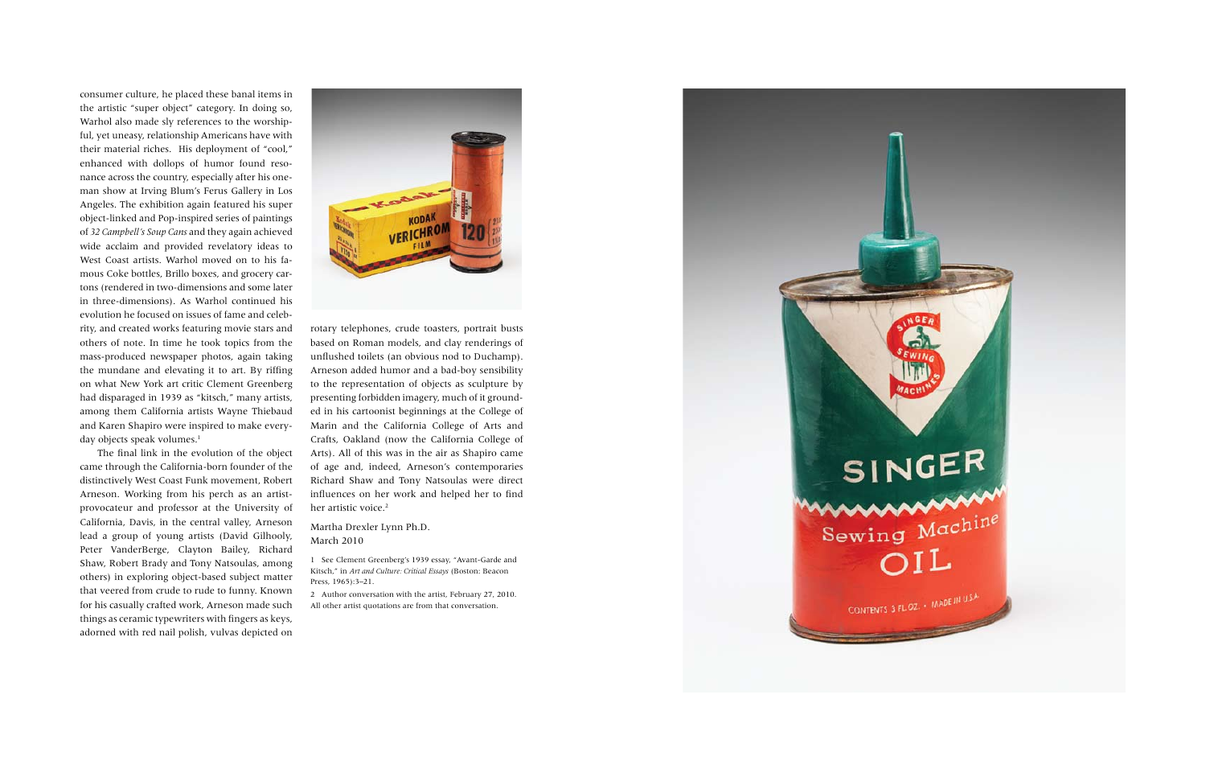consumer culture, he placed these banal items in the artistic "super object" category. In doing so, Warhol also made sly references to the worshipful, yet uneasy, relationship Americans have with their material riches. His deployment of "cool," enhanced with dollops of humor found resonance across the country, especially after his one-man show at Irving Blum's Ferus Gallery in Los Angeles. The exhibition again featured his super object-linked and Pop-inspired series of paintings of *32 Campbell's Soup Cans* and they again achieved wide acclaim and provided revelatory ideas to West Coast artists. Warhol moved on to his famous Coke bottles, Brillo boxes, and grocery cartons (rendered in two-dimensions and some later in three-dimensions). As Warhol continued his evolution he focused on issues of fame and celebrity, and created works featuring movie stars and others of note. In time he took topics from the mass-produced newspaper photos, again taking the mundane and elevating it to art. By riffing on what New York art critic Clement Greenberg had disparaged in 1939 as "kitsch," many artists, among them California artists Wayne Thiebaud and Karen Shapiro were inspired to make everyday objects speak volumes.[1]

The final link in the evolution of the object came through the California-born founder of the distinctively West Coast Funk movement, Robert Arneson. Working from his perch as an artist-provocateur and professor at the University of California, Davis, in the central valley, Arneson lead a group of young artists (David Gilhooly, Peter VanderBerge, Clayton Bailey, Richard Shaw, Robert Brady and Tony Natsoulas, among others) in exploring object-based subject matter that veered from crude to rude to funny. Known for his casually crafted work, Arneson made such things as ceramic typewriters with fingers as keys, adorned with red nail polish, vulvas depicted on rotary telephones, crude toasters, portrait busts based on Roman models, and clay renderings of unflushed toilets (an obvious nod to Duchamp). Arneson added humor and a bad-boy sensibility to the representation of objects as sculpture by presenting forbidden imagery, much of it grounded in his cartoonist beginnings at the College of Marin and the California College of Arts and Crafts, Oakland (now the California College of Arts). All of this was in the air as Shapiro came of age and, indeed, Arneson's contemporaries Richard Shaw and Tony Natsoulas were direct influences on her work and helped her to find her artistic voice.[2]

Martha Drexler Lynn Ph.D.
March 2010

1 See Clement Greenberg's 1939 essay, "Avant-Garde and Kitsch," in *Art and Culture: Critical Essays* (Boston: Beacon Press, 1965):3–21.

2 Author conversation with the artist, February 27, 2010. All other artist quotations are from that conversation.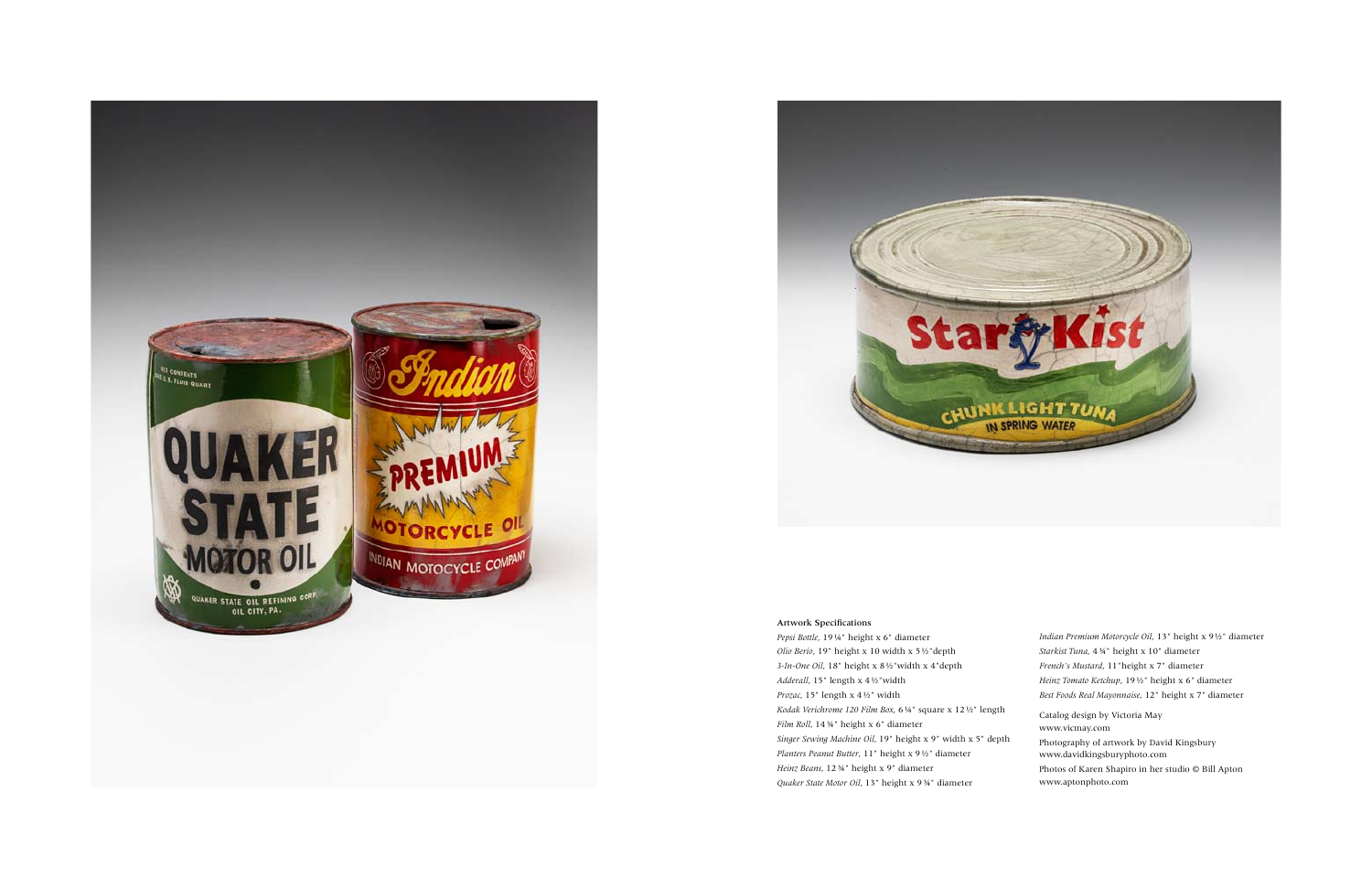**Artwork Specifications**

*Pepsi Bottle,* 19 ¼" height x 6" diameter
*Olio Berio,* 19" height x 10 width x 5 ½"depth
*3-In-One Oil,* 18" height x 8 ½"width x 4"depth
*Adderall,* 15" length x 4 ½"width
*Prozac,* 15" length x 4 ½" width
*Kodak Verichrome 120 Film Box,* 6 ¼" square x 12 ½" length
*Film Roll,* 14 ¾" height x 6" diameter
*Singer Sewing Machine Oil,* 19" height x 9" width x 5" depth
*Planters Peanut Butter,* 11" height x 9 ½" diameter
*Heinz Beans,* 12 ¾" height x 9" diameter
*Quaker State Motor Oil,* 13" height x 9 ¾" diameter
*Indian Premium Motorcycle Oil,* 13" height x 9 ½" diameter
*Starkist Tuna,* 4 ¾" height x 10" diameter
*French's Mustard,* 11"height x 7" diameter
*Heinz Tomato Ketchup,* 19 ½" height x 6" diameter
*Best Foods Real Mayonnaise,* 12" height x 7" diameter

Catalog design by Victoria May
www.vicmay.com

Photography of artwork by David Kingsbury
www.davidkingsburyphoto.com

Photos of Karen Shapiro in her studio © Bill Apton
www.aptonphoto.com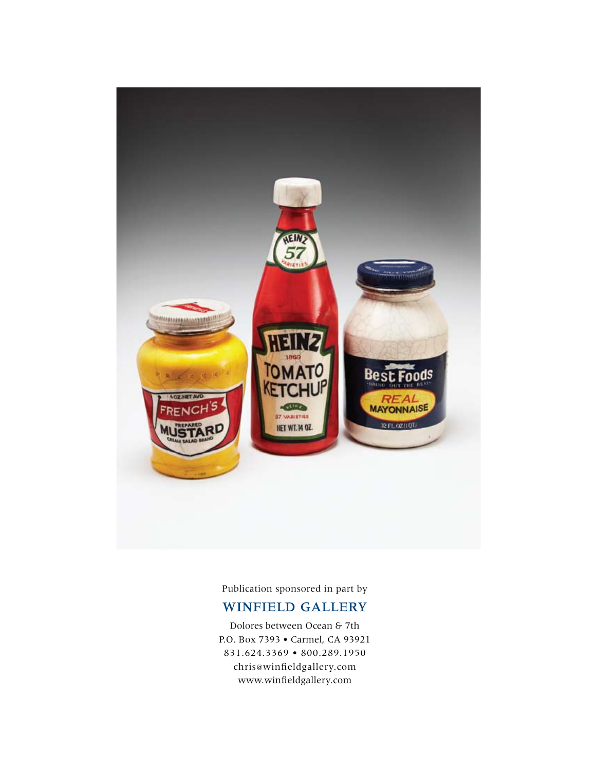Publication sponsored in part by

**WINFIELD GALLERY**

Dolores between Ocean & 7th
P.O. Box 7393 • Carmel, CA 93921
831.624.3369 • 800.289.1950
chris@winfieldgallery.com
www.winfieldgallery.com